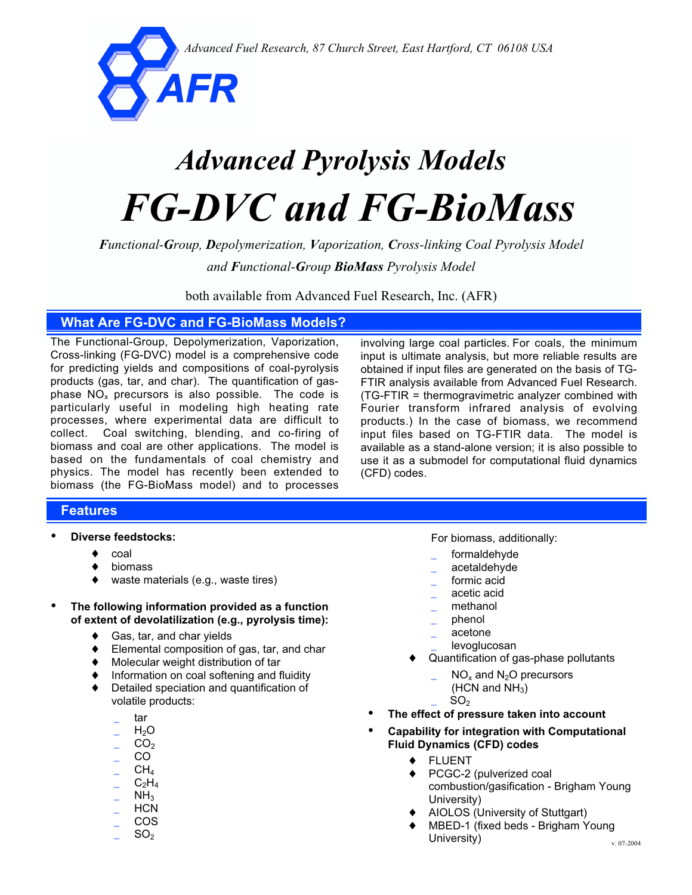*Advanced Fuel Research, 87 Church Street, East Hartford, CT 06108 USA*

AFR

# *Advanced Pyrolysis Models*

# *FG-DVC and FG-BioMass*

***F**unctional-**G**roup, **D**epolymerization, **V**aporization, **C**ross-linking Coal Pyrolysis Model*

*and **F**unctional-**G**roup **BioMass** Pyrolysis Model*

both available from Advanced Fuel Research, Inc. (AFR)

## What Are FG-DVC and FG-BioMass Models?

The Functional-Group, Depolymerization, Vaporization, Cross-linking (FG-DVC) model is a comprehensive code for predicting yields and compositions of coal-pyrolysis products (gas, tar, and char). The quantification of gas-phase $NO_x$ precursors is also possible. The code is particularly useful in modeling high heating rate processes, where experimental data are difficult to collect. Coal switching, blending, and co-firing of biomass and coal are other applications. The model is based on the fundamentals of coal chemistry and physics. The model has recently been extended to biomass (the FG-BioMass model) and to processes involving large coal particles. For coals, the minimum input is ultimate analysis, but more reliable results are obtained if input files are generated on the basis of TG-FTIR analysis available from Advanced Fuel Research. (TG-FTIR = thermogravimetric analyzer combined with Fourier transform infrared analysis of evolving products.) In the case of biomass, we recommend input files based on TG-FTIR data. The model is available as a stand-alone version; it is also possible to use it as a submodel for computational fluid dynamics (CFD) codes.

## Features

- **Diverse feedstocks:**
  - coal
  - biomass
  - waste materials (e.g., waste tires)
- **The following information provided as a function of extent of devolatilization (e.g., pyrolysis time):**
  - Gas, tar, and char yields
  - Elemental composition of gas, tar, and char
  - Molecular weight distribution of tar
  - Information on coal softening and fluidity
  - Detailed speciation and quantification of volatile products:
    - tar
    - $H_2O$
    - $CO_2$
    - $CO$
    - $CH_4$
    - $C_2H_4$
    - $NH_3$
    - HCN
    - COS
    - $SO_2$

    For biomass, additionally:

    - formaldehyde
    - acetaldehyde
    - formic acid
    - acetic acid
    - methanol
    - phenol
    - acetone
    - levoglucosan
  - Quantification of gas-phase pollutants
    - $NO_x$ and $N_2O$ precursors ($HCN$ and $NH_3$)
    - $SO_2$
- **The effect of pressure taken into account**
- **Capability for integration with Computational Fluid Dynamics (CFD) codes**
  - FLUENT
  - PCGC-2 (pulverized coal combustion/gasification - Brigham Young University)
  - AIOLOS (University of Stuttgart)
  - MBED-1 (fixed beds - Brigham Young University)

v. 07-2004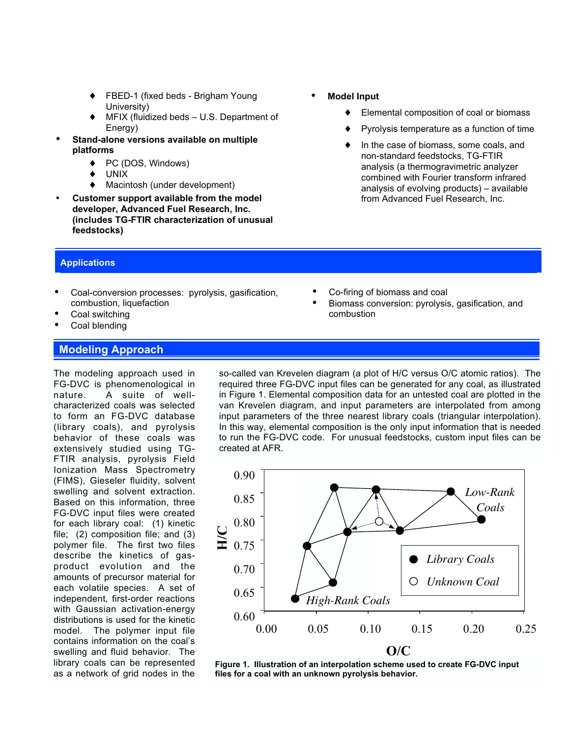- FBED-1 (fixed beds - Brigham Young University)
- MFIX (fluidized beds – U.S. Department of Energy)

- **Stand-alone versions available on multiple platforms**
  - PC (DOS, Windows)
  - UNIX
  - Macintosh (under development)
- **Customer support available from the model developer, Advanced Fuel Research, Inc. (includes TG-FTIR characterization of unusual feedstocks)**

- **Model Input**
  - Elemental composition of coal or biomass
  - Pyrolysis temperature as a function of time
  - In the case of biomass, some coals, and non-standard feedstocks, TG-FTIR analysis (a thermogravimetric analyzer combined with Fourier transform infrared analysis of evolving products) – available from Advanced Fuel Research, Inc.

## Applications

- Coal-conversion processes: pyrolysis, gasification, combustion, liquefaction
- Coal switching
- Coal blending
- Co-firing of biomass and coal
- Biomass conversion: pyrolysis, gasification, and combustion

## Modeling Approach

The modeling approach used in FG-DVC is phenomenological in nature. A suite of well-characterized coals was selected to form an FG-DVC database (library coals), and pyrolysis behavior of these coals was extensively studied using TG-FTIR analysis, pyrolysis Field Ionization Mass Spectrometry (FIMS), Gieseler fluidity, solvent swelling and solvent extraction. Based on this information, three FG-DVC input files were created for each library coal: (1) kinetic file; (2) composition file; and (3) polymer file. The first two files describe the kinetics of gas-product evolution and the amounts of precursor material for each volatile species. A set of independent, first-order reactions with Gaussian activation-energy distributions is used for the kinetic model. The polymer input file contains information on the coal's swelling and fluid behavior. The library coals can be represented as a network of grid nodes in the so-called van Krevelen diagram (a plot of H/C versus O/C atomic ratios). The required three FG-DVC input files can be generated for any coal, as illustrated in Figure 1. Elemental composition data for an untested coal are plotted in the van Krevelen diagram, and input parameters are interpolated from among input parameters of the three nearest library coals (triangular interpolation). In this way, elemental composition is the only input information that is needed to run the FG-DVC code. For unusual feedstocks, custom input files can be created at AFR.

**Figure 1. Illustration of an interpolation scheme used to create FG-DVC input files for a coal with an unknown pyrolysis behavior.**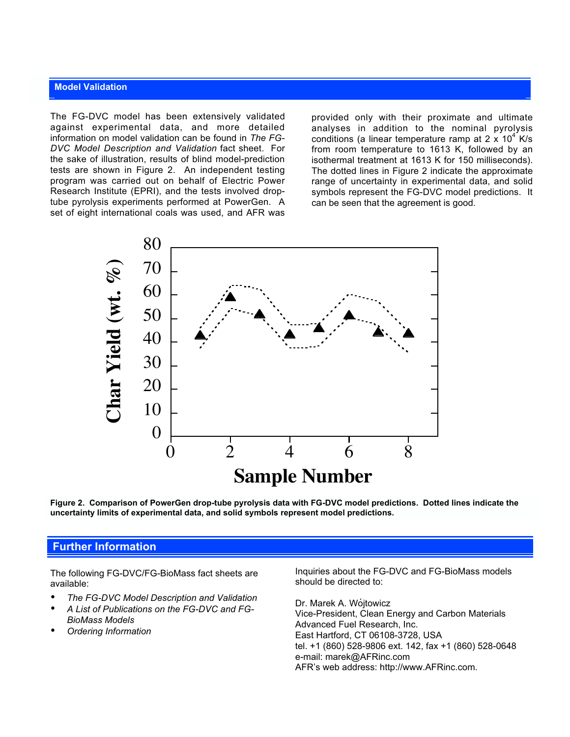## Model Validation

The FG-DVC model has been extensively validated against experimental data, and more detailed information on model validation can be found in *The FG-DVC Model Description and Validation* fact sheet. For the sake of illustration, results of blind model-prediction tests are shown in Figure 2. An independent testing program was carried out on behalf of Electric Power Research Institute (EPRI), and the tests involved drop-tube pyrolysis experiments performed at PowerGen. A set of eight international coals was used, and AFR was provided only with their proximate and ultimate analyses in addition to the nominal pyrolysis conditions (a linear temperature ramp at $2 \times 10^4$ K/s from room temperature to 1613 K, followed by an isothermal treatment at 1613 K for 150 milliseconds). The dotted lines in Figure 2 indicate the approximate range of uncertainty in experimental data, and solid symbols represent the FG-DVC model predictions. It can be seen that the agreement is good.

**Figure 2. Comparison of PowerGen drop-tube pyrolysis data with FG-DVC model predictions. Dotted lines indicate the uncertainty limits of experimental data, and solid symbols represent model predictions.**

## Further Information

The following FG-DVC/FG-BioMass fact sheets are available:

- *The FG-DVC Model Description and Validation*
- *A List of Publications on the FG-DVC and FG-BioMass Models*
- *Ordering Information*

Inquiries about the FG-DVC and FG-BioMass models should be directed to:

Dr. Marek A. Wójtowicz
Vice-President, Clean Energy and Carbon Materials
Advanced Fuel Research, Inc.
East Hartford, CT 06108-3728, USA
tel. +1 (860) 528-9806 ext. 142, fax +1 (860) 528-0648
e-mail: marek@AFRinc.com
AFR's web address: http://www.AFRinc.com.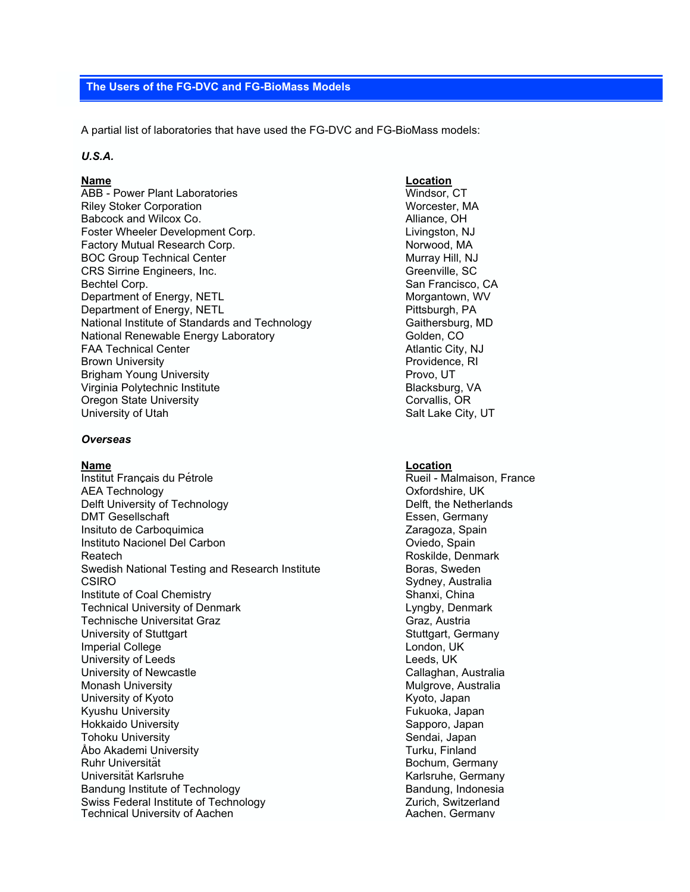## The Users of the FG-DVC and FG-BioMass Models

A partial list of laboratories that have used the FG-DVC and FG-BioMass models:

***U.S.A.***

| Name | Location |
|---|---|
| ABB - Power Plant Laboratories | Windsor, CT |
| Riley Stoker Corporation | Worcester, MA |
| Babcock and Wilcox Co. | Alliance, OH |
| Foster Wheeler Development Corp. | Livingston, NJ |
| Factory Mutual Research Corp. | Norwood, MA |
| BOC Group Technical Center | Murray Hill, NJ |
| CRS Sirrine Engineers, Inc. | Greenville, SC |
| Bechtel Corp. | San Francisco, CA |
| Department of Energy, NETL | Morgantown, WV |
| Department of Energy, NETL | Pittsburgh, PA |
| National Institute of Standards and Technology | Gaithersburg, MD |
| National Renewable Energy Laboratory | Golden, CO |
| FAA Technical Center | Atlantic City, NJ |
| Brown University | Providence, RI |
| Brigham Young University | Provo, UT |
| Virginia Polytechnic Institute | Blacksburg, VA |
| Oregon State University | Corvallis, OR |
| University of Utah | Salt Lake City, UT |

***Overseas***

| Name | Location |
|---|---|
| Institut Français du Pétrole | Rueil - Malmaison, France |
| AEA Technology | Oxfordshire, UK |
| Delft University of Technology | Delft, the Netherlands |
| DMT Gesellschaft | Essen, Germany |
| Insituto de Carboquimica | Zaragoza, Spain |
| Instituto Nacionel Del Carbon | Oviedo, Spain |
| Reatech | Roskilde, Denmark |
| Swedish National Testing and Research Institute | Boras, Sweden |
| CSIRO | Sydney, Australia |
| Institute of Coal Chemistry | Shanxi, China |
| Technical University of Denmark | Lyngby, Denmark |
| Technische Universitat Graz | Graz, Austria |
| University of Stuttgart | Stuttgart, Germany |
| Imperial College | London, UK |
| University of Leeds | Leeds, UK |
| University of Newcastle | Callaghan, Australia |
| Monash University | Mulgrove, Australia |
| University of Kyoto | Kyoto, Japan |
| Kyushu University | Fukuoka, Japan |
| Hokkaido University | Sapporo, Japan |
| Tohoku University | Sendai, Japan |
| Åbo Akademi University | Turku, Finland |
| Ruhr Universität | Bochum, Germany |
| Universität Karlsruhe | Karlsruhe, Germany |
| Bandung Institute of Technology | Bandung, Indonesia |
| Swiss Federal Institute of Technology | Zurich, Switzerland |
| Technical University of Aachen | Aachen, Germany |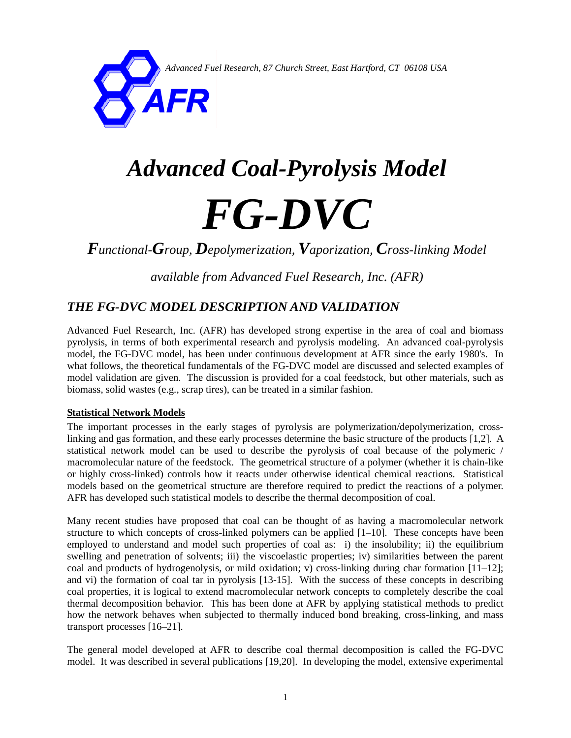Advanced Fuel Research, 87 Church Street, East Hartford, CT 06108 USA

# *Advanced Coal-Pyrolysis Model*

# *FG-DVC*

### ***F**unctional-**G**roup, **D**epolymerization, **V**aporization, **C**ross-linking Model*

*available from Advanced Fuel Research, Inc. (AFR)*

## *THE FG-DVC MODEL DESCRIPTION AND VALIDATION*

Advanced Fuel Research, Inc. (AFR) has developed strong expertise in the area of coal and biomass pyrolysis, in terms of both experimental research and pyrolysis modeling. An advanced coal-pyrolysis model, the FG-DVC model, has been under continuous development at AFR since the early 1980's. In what follows, the theoretical fundamentals of the FG-DVC model are discussed and selected examples of model validation are given. The discussion is provided for a coal feedstock, but other materials, such as biomass, solid wastes (e.g., scrap tires), can be treated in a similar fashion.

**Statistical Network Models**

The important processes in the early stages of pyrolysis are polymerization/depolymerization, cross-linking and gas formation, and these early processes determine the basic structure of the products [1,2]. A statistical network model can be used to describe the pyrolysis of coal because of the polymeric / macromolecular nature of the feedstock. The geometrical structure of a polymer (whether it is chain-like or highly cross-linked) controls how it reacts under otherwise identical chemical reactions. Statistical models based on the geometrical structure are therefore required to predict the reactions of a polymer. AFR has developed such statistical models to describe the thermal decomposition of coal.

Many recent studies have proposed that coal can be thought of as having a macromolecular network structure to which concepts of cross-linked polymers can be applied [1–10]. These concepts have been employed to understand and model such properties of coal as: i) the insolubility; ii) the equilibrium swelling and penetration of solvents; iii) the viscoelastic properties; iv) similarities between the parent coal and products of hydrogenolysis, or mild oxidation; v) cross-linking during char formation [11–12]; and vi) the formation of coal tar in pyrolysis [13-15]. With the success of these concepts in describing coal properties, it is logical to extend macromolecular network concepts to completely describe the coal thermal decomposition behavior. This has been done at AFR by applying statistical methods to predict how the network behaves when subjected to thermally induced bond breaking, cross-linking, and mass transport processes [16–21].

The general model developed at AFR to describe coal thermal decomposition is called the FG-DVC model. It was described in several publications [19,20]. In developing the model, extensive experimental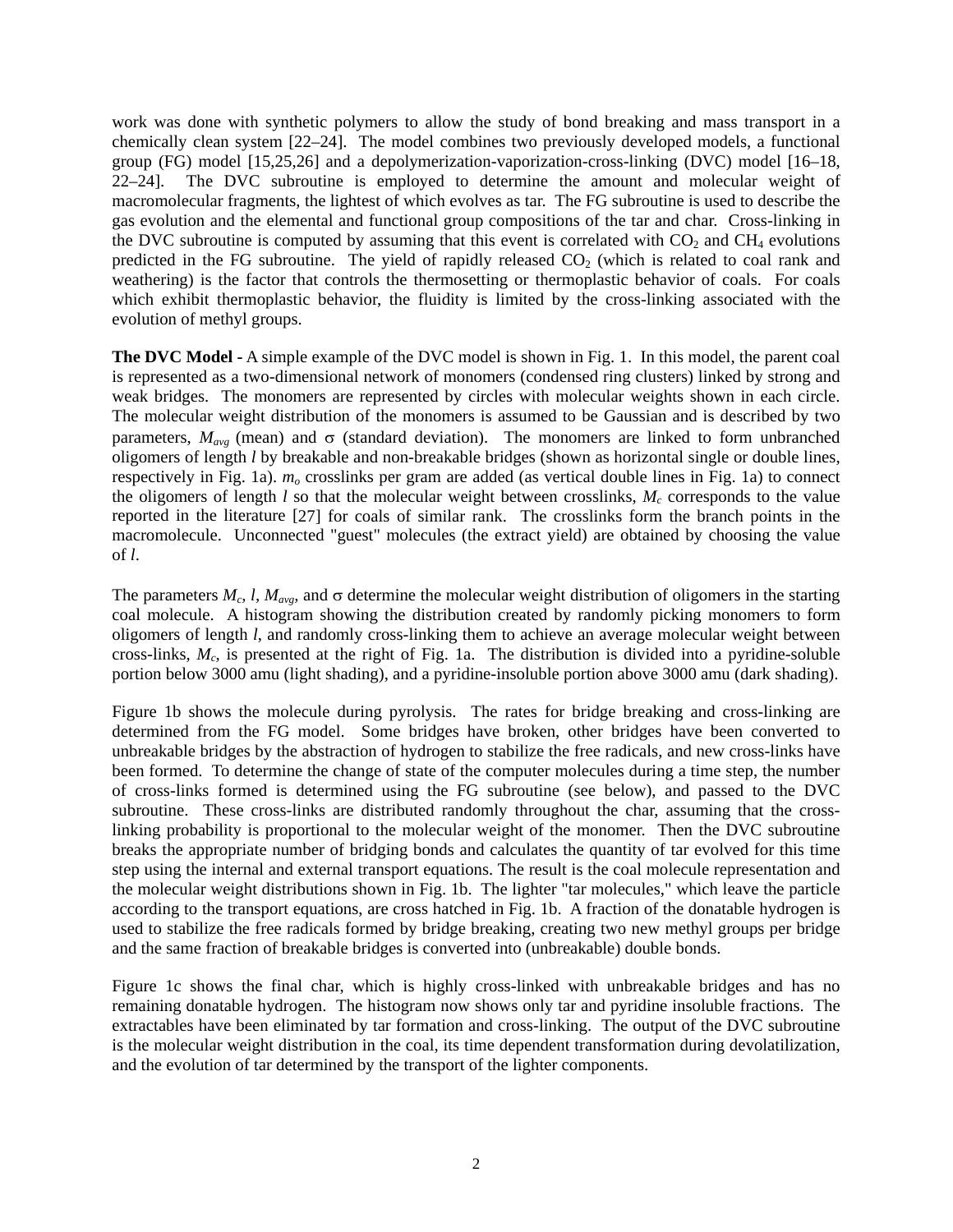work was done with synthetic polymers to allow the study of bond breaking and mass transport in a chemically clean system [22–24]. The model combines two previously developed models, a functional group (FG) model [15,25,26] and a depolymerization-vaporization-cross-linking (DVC) model [16–18, 22–24]. The DVC subroutine is employed to determine the amount and molecular weight of macromolecular fragments, the lightest of which evolves as tar. The FG subroutine is used to describe the gas evolution and the elemental and functional group compositions of the tar and char. Cross-linking in the DVC subroutine is computed by assuming that this event is correlated with $CO_2$ and $CH_4$ evolutions predicted in the FG subroutine. The yield of rapidly released $CO_2$ (which is related to coal rank and weathering) is the factor that controls the thermosetting or thermoplastic behavior of coals. For coals which exhibit thermoplastic behavior, the fluidity is limited by the cross-linking associated with the evolution of methyl groups.

**The DVC Model -** A simple example of the DVC model is shown in Fig. 1. In this model, the parent coal is represented as a two-dimensional network of monomers (condensed ring clusters) linked by strong and weak bridges. The monomers are represented by circles with molecular weights shown in each circle. The molecular weight distribution of the monomers is assumed to be Gaussian and is described by two parameters, $M_{avg}$ (mean) and $\sigma$ (standard deviation). The monomers are linked to form unbranched oligomers of length $l$ by breakable and non-breakable bridges (shown as horizontal single or double lines, respectively in Fig. 1a). $m_o$ crosslinks per gram are added (as vertical double lines in Fig. 1a) to connect the oligomers of length $l$ so that the molecular weight between crosslinks, $M_c$ corresponds to the value reported in the literature [27] for coals of similar rank. The crosslinks form the branch points in the macromolecule. Unconnected "guest" molecules (the extract yield) are obtained by choosing the value of $l$.

The parameters $M_c$, $l$, $M_{avg}$, and $\sigma$ determine the molecular weight distribution of oligomers in the starting coal molecule. A histogram showing the distribution created by randomly picking monomers to form oligomers of length $l$, and randomly cross-linking them to achieve an average molecular weight between cross-links, $M_c$, is presented at the right of Fig. 1a. The distribution is divided into a pyridine-soluble portion below 3000 amu (light shading), and a pyridine-insoluble portion above 3000 amu (dark shading).

Figure 1b shows the molecule during pyrolysis. The rates for bridge breaking and cross-linking are determined from the FG model. Some bridges have broken, other bridges have been converted to unbreakable bridges by the abstraction of hydrogen to stabilize the free radicals, and new cross-links have been formed. To determine the change of state of the computer molecules during a time step, the number of cross-links formed is determined using the FG subroutine (see below), and passed to the DVC subroutine. These cross-links are distributed randomly throughout the char, assuming that the cross-linking probability is proportional to the molecular weight of the monomer. Then the DVC subroutine breaks the appropriate number of bridging bonds and calculates the quantity of tar evolved for this time step using the internal and external transport equations. The result is the coal molecule representation and the molecular weight distributions shown in Fig. 1b. The lighter "tar molecules," which leave the particle according to the transport equations, are cross hatched in Fig. 1b. A fraction of the donatable hydrogen is used to stabilize the free radicals formed by bridge breaking, creating two new methyl groups per bridge and the same fraction of breakable bridges is converted into (unbreakable) double bonds.

Figure 1c shows the final char, which is highly cross-linked with unbreakable bridges and has no remaining donatable hydrogen. The histogram now shows only tar and pyridine insoluble fractions. The extractables have been eliminated by tar formation and cross-linking. The output of the DVC subroutine is the molecular weight distribution in the coal, its time dependent transformation during devolatilization, and the evolution of tar determined by the transport of the lighter components.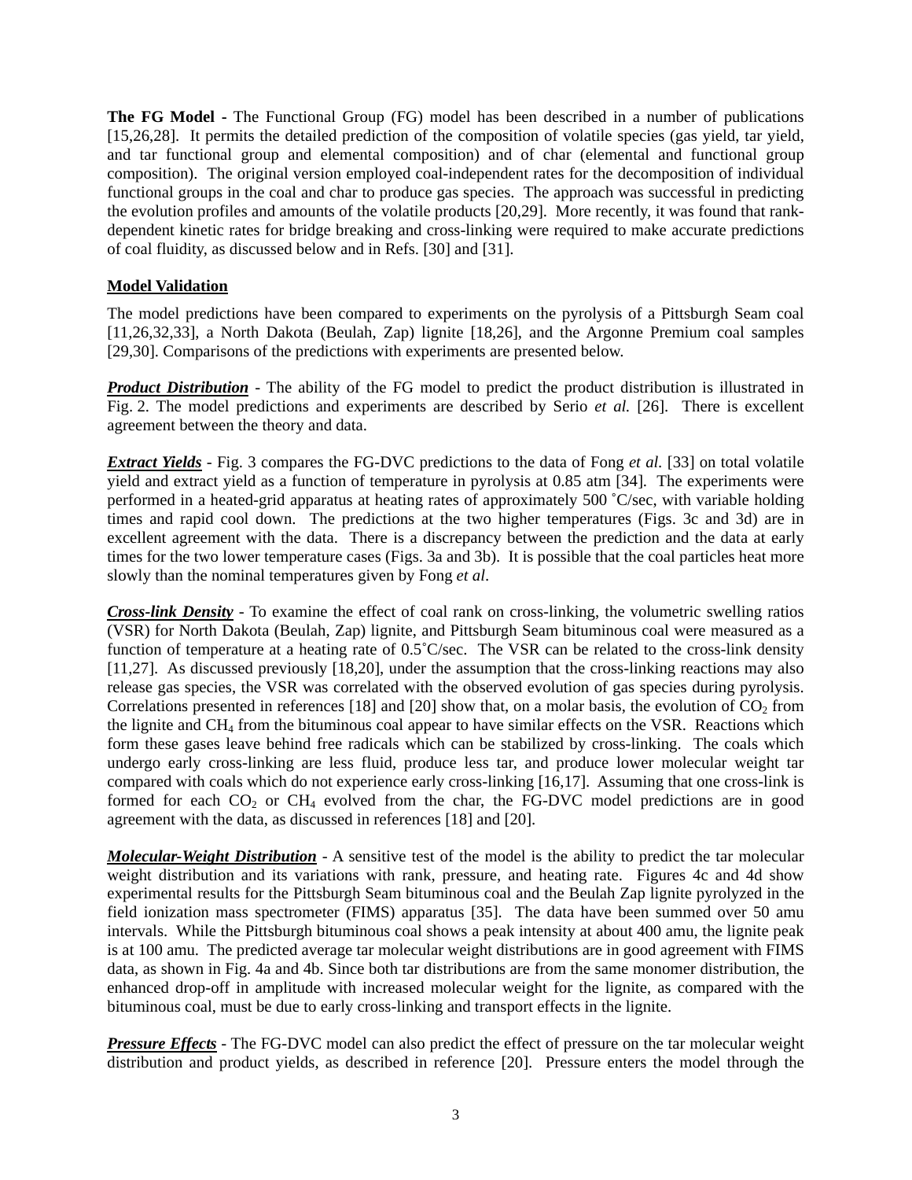**The FG Model -** The Functional Group (FG) model has been described in a number of publications [15,26,28]. It permits the detailed prediction of the composition of volatile species (gas yield, tar yield, and tar functional group and elemental composition) and of char (elemental and functional group composition). The original version employed coal-independent rates for the decomposition of individual functional groups in the coal and char to produce gas species. The approach was successful in predicting the evolution profiles and amounts of the volatile products [20,29]. More recently, it was found that rank-dependent kinetic rates for bridge breaking and cross-linking were required to make accurate predictions of coal fluidity, as discussed below and in Refs. [30] and [31].

## Model Validation

The model predictions have been compared to experiments on the pyrolysis of a Pittsburgh Seam coal [11,26,32,33], a North Dakota (Beulah, Zap) lignite [18,26], and the Argonne Premium coal samples [29,30]. Comparisons of the predictions with experiments are presented below.

***Product Distribution*** - The ability of the FG model to predict the product distribution is illustrated in Fig. 2. The model predictions and experiments are described by Serio *et al.* [26]. There is excellent agreement between the theory and data.

***Extract Yields*** - Fig. 3 compares the FG-DVC predictions to the data of Fong *et al.* [33] on total volatile yield and extract yield as a function of temperature in pyrolysis at 0.85 atm [34]. The experiments were performed in a heated-grid apparatus at heating rates of approximately 500 ˚C/sec, with variable holding times and rapid cool down. The predictions at the two higher temperatures (Figs. 3c and 3d) are in excellent agreement with the data. There is a discrepancy between the prediction and the data at early times for the two lower temperature cases (Figs. 3a and 3b). It is possible that the coal particles heat more slowly than the nominal temperatures given by Fong *et al*.

***Cross-link Density*** - To examine the effect of coal rank on cross-linking, the volumetric swelling ratios (VSR) for North Dakota (Beulah, Zap) lignite, and Pittsburgh Seam bituminous coal were measured as a function of temperature at a heating rate of 0.5˚C/sec. The VSR can be related to the cross-link density [11,27]. As discussed previously [18,20], under the assumption that the cross-linking reactions may also release gas species, the VSR was correlated with the observed evolution of gas species during pyrolysis. Correlations presented in references [18] and [20] show that, on a molar basis, the evolution of $CO_2$ from the lignite and $CH_4$ from the bituminous coal appear to have similar effects on the VSR. Reactions which form these gases leave behind free radicals which can be stabilized by cross-linking. The coals which undergo early cross-linking are less fluid, produce less tar, and produce lower molecular weight tar compared with coals which do not experience early cross-linking [16,17]. Assuming that one cross-link is formed for each $CO_2$ or $CH_4$ evolved from the char, the FG-DVC model predictions are in good agreement with the data, as discussed in references [18] and [20].

***Molecular-Weight Distribution*** - A sensitive test of the model is the ability to predict the tar molecular weight distribution and its variations with rank, pressure, and heating rate. Figures 4c and 4d show experimental results for the Pittsburgh Seam bituminous coal and the Beulah Zap lignite pyrolyzed in the field ionization mass spectrometer (FIMS) apparatus [35]. The data have been summed over 50 amu intervals. While the Pittsburgh bituminous coal shows a peak intensity at about 400 amu, the lignite peak is at 100 amu. The predicted average tar molecular weight distributions are in good agreement with FIMS data, as shown in Fig. 4a and 4b. Since both tar distributions are from the same monomer distribution, the enhanced drop-off in amplitude with increased molecular weight for the lignite, as compared with the bituminous coal, must be due to early cross-linking and transport effects in the lignite.

***Pressure Effects*** - The FG-DVC model can also predict the effect of pressure on the tar molecular weight distribution and product yields, as described in reference [20]. Pressure enters the model through the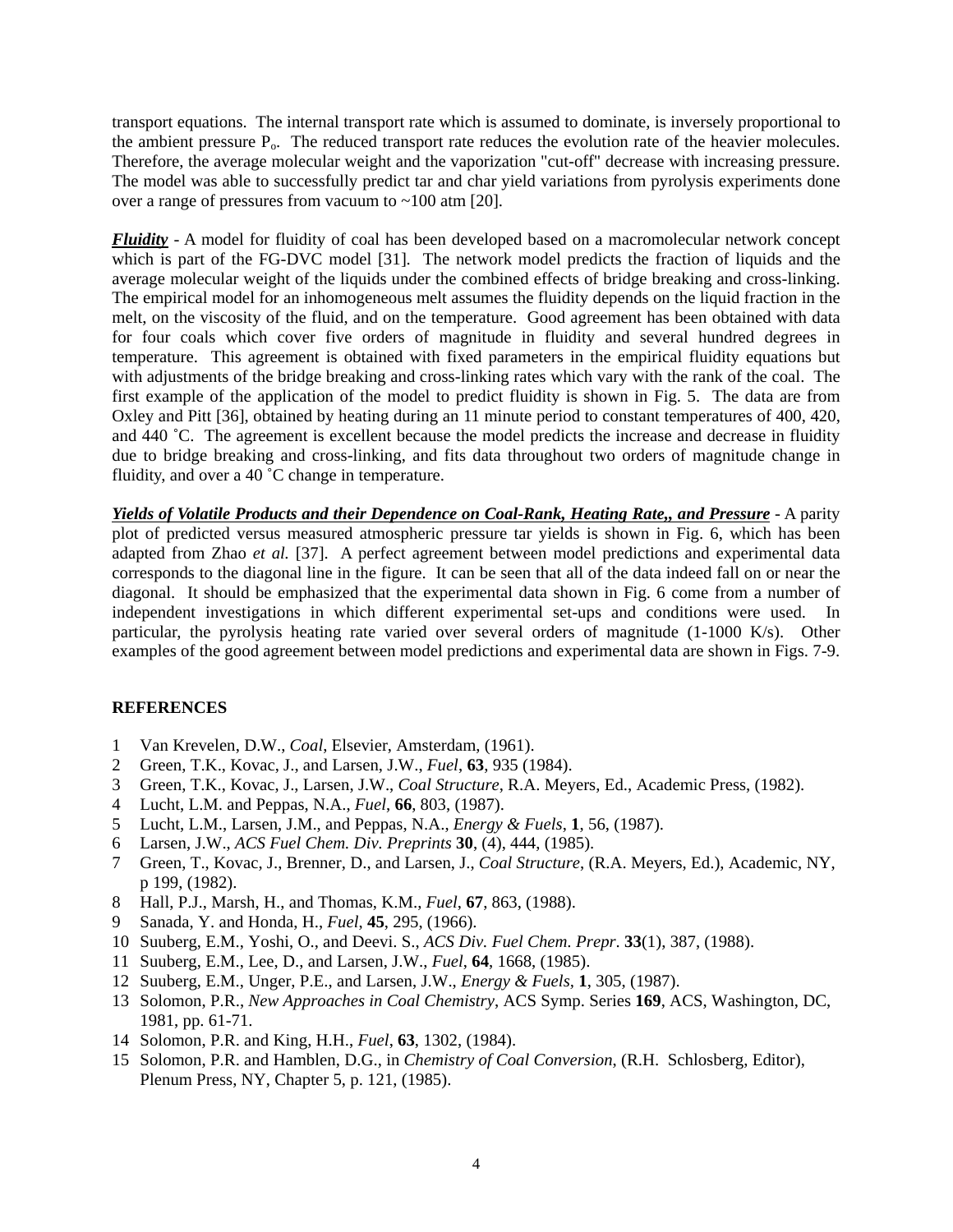transport equations. The internal transport rate which is assumed to dominate, is inversely proportional to the ambient pressure $P_o$. The reduced transport rate reduces the evolution rate of the heavier molecules. Therefore, the average molecular weight and the vaporization "cut-off" decrease with increasing pressure. The model was able to successfully predict tar and char yield variations from pyrolysis experiments done over a range of pressures from vacuum to ~100 atm [20].

***Fluidity*** - A model for fluidity of coal has been developed based on a macromolecular network concept which is part of the FG-DVC model [31]. The network model predicts the fraction of liquids and the average molecular weight of the liquids under the combined effects of bridge breaking and cross-linking. The empirical model for an inhomogeneous melt assumes the fluidity depends on the liquid fraction in the melt, on the viscosity of the fluid, and on the temperature. Good agreement has been obtained with data for four coals which cover five orders of magnitude in fluidity and several hundred degrees in temperature. This agreement is obtained with fixed parameters in the empirical fluidity equations but with adjustments of the bridge breaking and cross-linking rates which vary with the rank of the coal. The first example of the application of the model to predict fluidity is shown in Fig. 5. The data are from Oxley and Pitt [36], obtained by heating during an 11 minute period to constant temperatures of 400, 420, and 440 ˚C. The agreement is excellent because the model predicts the increase and decrease in fluidity due to bridge breaking and cross-linking, and fits data throughout two orders of magnitude change in fluidity, and over a 40 ˚C change in temperature.

***Yields of Volatile Products and their Dependence on Coal-Rank, Heating Rate,, and Pressure*** - A parity plot of predicted versus measured atmospheric pressure tar yields is shown in Fig. 6, which has been adapted from Zhao *et al.* [37]. A perfect agreement between model predictions and experimental data corresponds to the diagonal line in the figure. It can be seen that all of the data indeed fall on or near the diagonal. It should be emphasized that the experimental data shown in Fig. 6 come from a number of independent investigations in which different experimental set-ups and conditions were used. In particular, the pyrolysis heating rate varied over several orders of magnitude (1-1000 K/s). Other examples of the good agreement between model predictions and experimental data are shown in Figs. 7-9.

## REFERENCES

1. Van Krevelen, D.W., *Coal*, Elsevier, Amsterdam, (1961).
2. Green, T.K., Kovac, J., and Larsen, J.W., *Fuel*, **63**, 935 (1984).
3. Green, T.K., Kovac, J., Larsen, J.W., *Coal Structure*, R.A. Meyers, Ed., Academic Press, (1982).
4. Lucht, L.M. and Peppas, N.A., *Fuel*, **66**, 803, (1987).
5. Lucht, L.M., Larsen, J.M., and Peppas, N.A., *Energy & Fuels*, **1**, 56, (1987).
6. Larsen, J.W., *ACS Fuel Chem. Div. Preprints* **30**, (4), 444, (1985).
7. Green, T., Kovac, J., Brenner, D., and Larsen, J., *Coal Structure*, (R.A. Meyers, Ed.), Academic, NY, p 199, (1982).
8. Hall, P.J., Marsh, H., and Thomas, K.M., *Fuel*, **67**, 863, (1988).
9. Sanada, Y. and Honda, H., *Fuel*, **45**, 295, (1966).
10. Suuberg, E.M., Yoshi, O., and Deevi. S., *ACS Div. Fuel Chem. Prepr*. **33**(1), 387, (1988).
11. Suuberg, E.M., Lee, D., and Larsen, J.W., *Fuel*, **64**, 1668, (1985).
12. Suuberg, E.M., Unger, P.E., and Larsen, J.W., *Energy & Fuels*, **1**, 305, (1987).
13. Solomon, P.R., *New Approaches in Coal Chemistry*, ACS Symp. Series **169**, ACS, Washington, DC, 1981, pp. 61-71.
14. Solomon, P.R. and King, H.H., *Fuel*, **63**, 1302, (1984).
15. Solomon, P.R. and Hamblen, D.G., in *Chemistry of Coal Conversion*, (R.H. Schlosberg, Editor), Plenum Press, NY, Chapter 5, p. 121, (1985).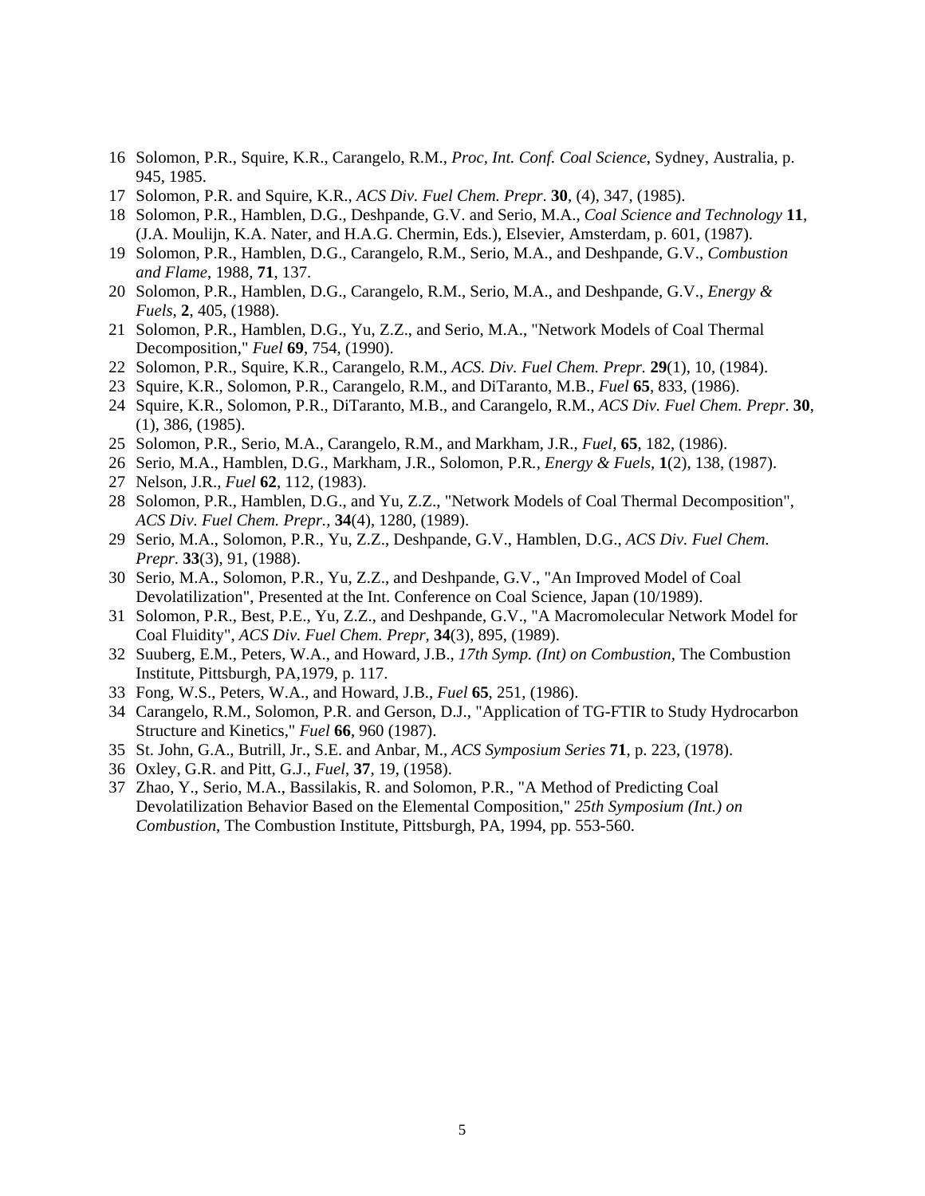16 Solomon, P.R., Squire, K.R., Carangelo, R.M., *Proc, Int. Conf. Coal Science*, Sydney, Australia, p. 945, 1985.

17 Solomon, P.R. and Squire, K.R., *ACS Div. Fuel Chem. Prepr*. **30**, (4), 347, (1985).

18 Solomon, P.R., Hamblen, D.G., Deshpande, G.V. and Serio, M.A., *Coal Science and Technology* **11**, (J.A. Moulijn, K.A. Nater, and H.A.G. Chermin, Eds.), Elsevier, Amsterdam, p. 601, (1987).

19 Solomon, P.R., Hamblen, D.G., Carangelo, R.M., Serio, M.A., and Deshpande, G.V., *Combustion and Flame*, 1988, **71**, 137.

20 Solomon, P.R., Hamblen, D.G., Carangelo, R.M., Serio, M.A., and Deshpande, G.V., *Energy & Fuels*, **2**, 405, (1988).

21 Solomon, P.R., Hamblen, D.G., Yu, Z.Z., and Serio, M.A., "Network Models of Coal Thermal Decomposition," *Fuel* **69**, 754, (1990).

22 Solomon, P.R., Squire, K.R., Carangelo, R.M., *ACS. Div. Fuel Chem. Prepr.* **29**(1), 10, (1984).

23 Squire, K.R., Solomon, P.R., Carangelo, R.M., and DiTaranto, M.B., *Fuel* **65**, 833, (1986).

24 Squire, K.R., Solomon, P.R., DiTaranto, M.B., and Carangelo, R.M., *ACS Div. Fuel Chem. Prepr*. **30**, (1), 386, (1985).

25 Solomon, P.R., Serio, M.A., Carangelo, R.M., and Markham, J.R., *Fuel*, **65**, 182, (1986).

26 Serio, M.A., Hamblen, D.G., Markham, J.R., Solomon, P.R., *Energy & Fuels*, **1**(2), 138, (1987).

27 Nelson, J.R., *Fuel* **62**, 112, (1983).

28 Solomon, P.R., Hamblen, D.G., and Yu, Z.Z., "Network Models of Coal Thermal Decomposition", *ACS Div. Fuel Chem. Prepr.*, **34**(4), 1280, (1989).

29 Serio, M.A., Solomon, P.R., Yu, Z.Z., Deshpande, G.V., Hamblen, D.G., *ACS Div. Fuel Chem. Prepr*. **33**(3), 91, (1988).

30 Serio, M.A., Solomon, P.R., Yu, Z.Z., and Deshpande, G.V., "An Improved Model of Coal Devolatilization", Presented at the Int. Conference on Coal Science, Japan (10/1989).

31 Solomon, P.R., Best, P.E., Yu, Z.Z., and Deshpande, G.V., "A Macromolecular Network Model for Coal Fluidity", *ACS Div. Fuel Chem. Prepr*, **34**(3), 895, (1989).

32 Suuberg, E.M., Peters, W.A., and Howard, J.B., *17th Symp. (Int) on Combustion*, The Combustion Institute, Pittsburgh, PA,1979, p. 117.

33 Fong, W.S., Peters, W.A., and Howard, J.B., *Fuel* **65**, 251, (1986).

34 Carangelo, R.M., Solomon, P.R. and Gerson, D.J., "Application of TG-FTIR to Study Hydrocarbon Structure and Kinetics," *Fuel* **66**, 960 (1987).

35 St. John, G.A., Butrill, Jr., S.E. and Anbar, M., *ACS Symposium Series* **71**, p. 223, (1978).

36 Oxley, G.R. and Pitt, G.J., *Fuel*, **37**, 19, (1958).

37 Zhao, Y., Serio, M.A., Bassilakis, R. and Solomon, P.R., "A Method of Predicting Coal Devolatilization Behavior Based on the Elemental Composition," *25th Symposium (Int.) on Combustion*, The Combustion Institute, Pittsburgh, PA, 1994, pp. 553-560.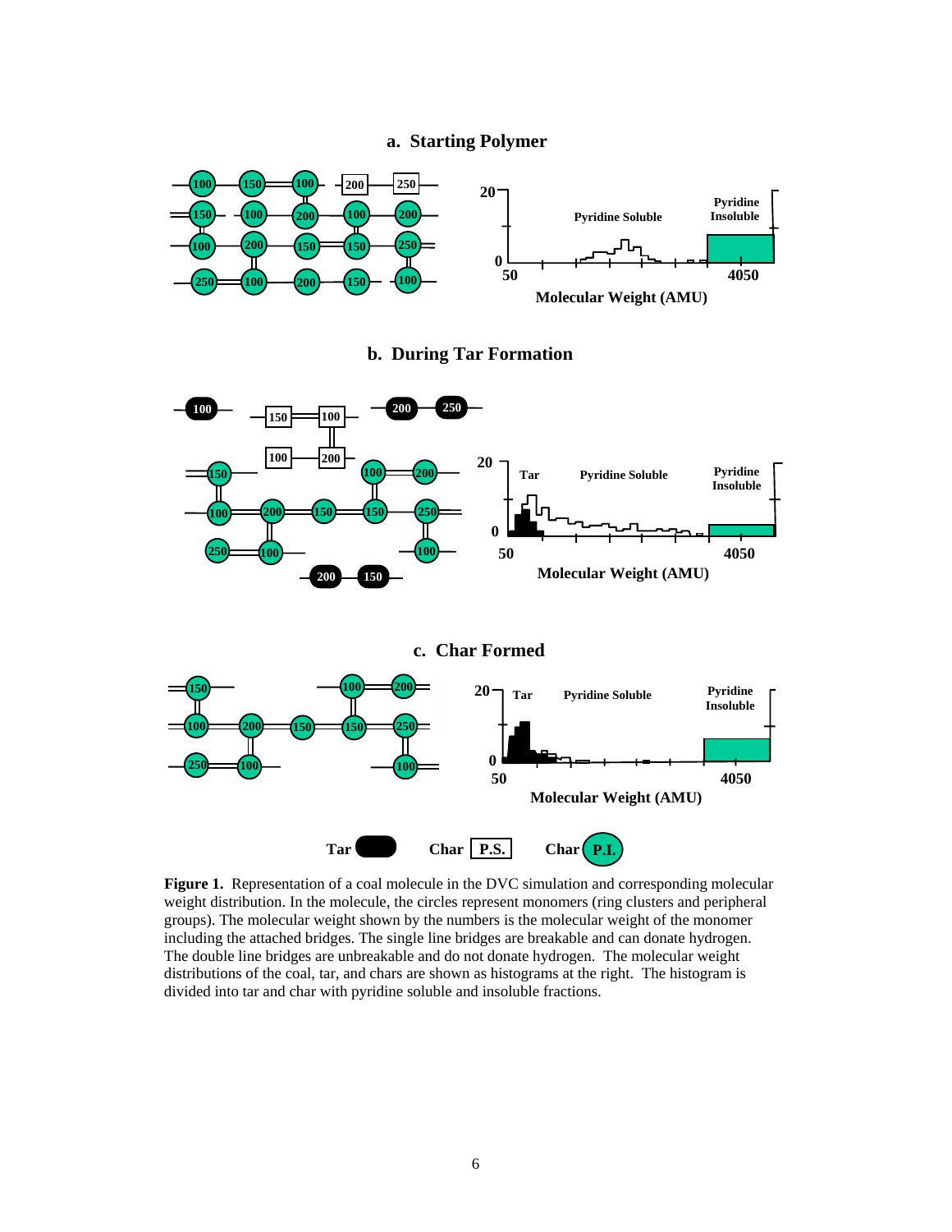**Figure 1.** Representation of a coal molecule in the DVC simulation and corresponding molecular weight distribution. In the molecule, the circles represent monomers (ring clusters and peripheral groups). The molecular weight shown by the numbers is the molecular weight of the monomer including the attached bridges. The single line bridges are breakable and can donate hydrogen. The double line bridges are unbreakable and do not donate hydrogen. The molecular weight distributions of the coal, tar, and chars are shown as histograms at the right. The histogram is divided into tar and char with pyridine soluble and insoluble fractions.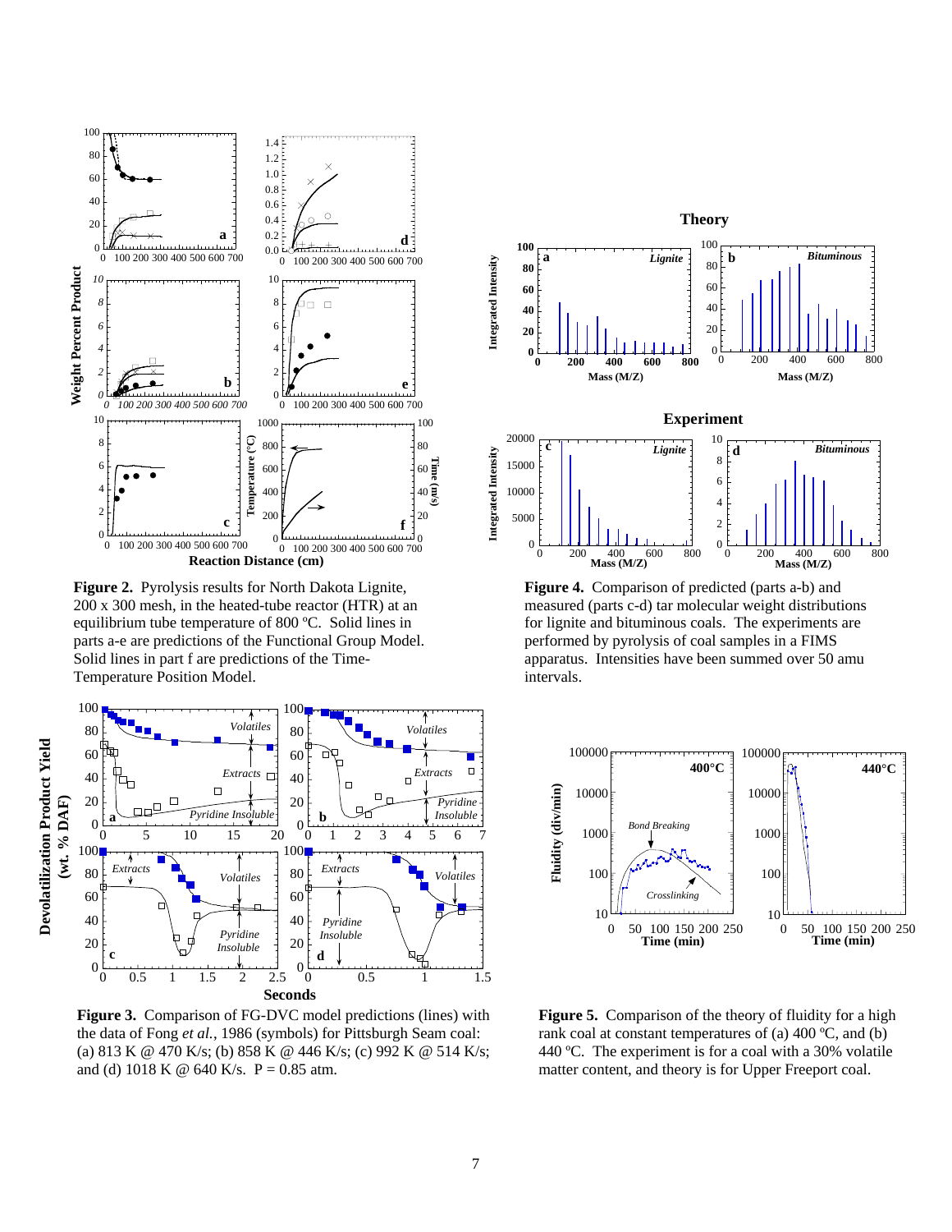**Figure 2.** Pyrolysis results for North Dakota Lignite, 200 x 300 mesh, in the heated-tube reactor (HTR) at an equilibrium tube temperature of 800 ºC. Solid lines in parts a-e are predictions of the Functional Group Model. Solid lines in part f are predictions of the Time-Temperature Position Model.

**Figure 4.** Comparison of predicted (parts a-b) and measured (parts c-d) tar molecular weight distributions for lignite and bituminous coals. The experiments are performed by pyrolysis of coal samples in a FIMS apparatus. Intensities have been summed over 50 amu intervals.

**Figure 3.** Comparison of FG-DVC model predictions (lines) with the data of Fong *et al.*, 1986 (symbols) for Pittsburgh Seam coal: (a) 813 K @ 470 K/s; (b) 858 K @ 446 K/s; (c) 992 K @ 514 K/s; and (d) 1018 K @ 640 K/s. P = 0.85 atm.

**Figure 5.** Comparison of the theory of fluidity for a high rank coal at constant temperatures of (a) 400 ºC, and (b) 440 ºC. The experiment is for a coal with a 30% volatile matter content, and theory is for Upper Freeport coal.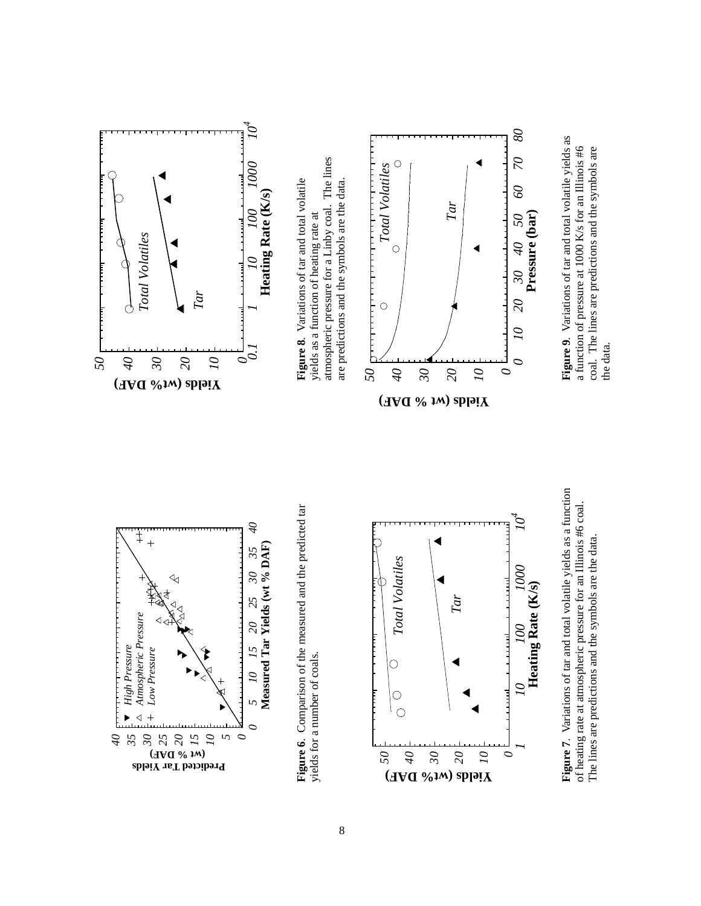**Figure 6**. Comparison of the measured and the predicted tar yields for a number of coals.

**Figure 7**. Variations of tar and total volatile yields as a function of heating rate at atmospheric pressure for an Illinois #6 coal. The lines are predictions and the symbols are the data.

**Figure 8**. Variations of tar and total volatile yields as a function of heating rate at atmospheric pressure for a Linby coal. The lines are predictions and the symbols are the data.

**Figure 9**. Variations of tar and total volatile yields as a function of pressure at 1000 K/s for an Illinois #6 coal. The lines are predictions and the symbols are the data.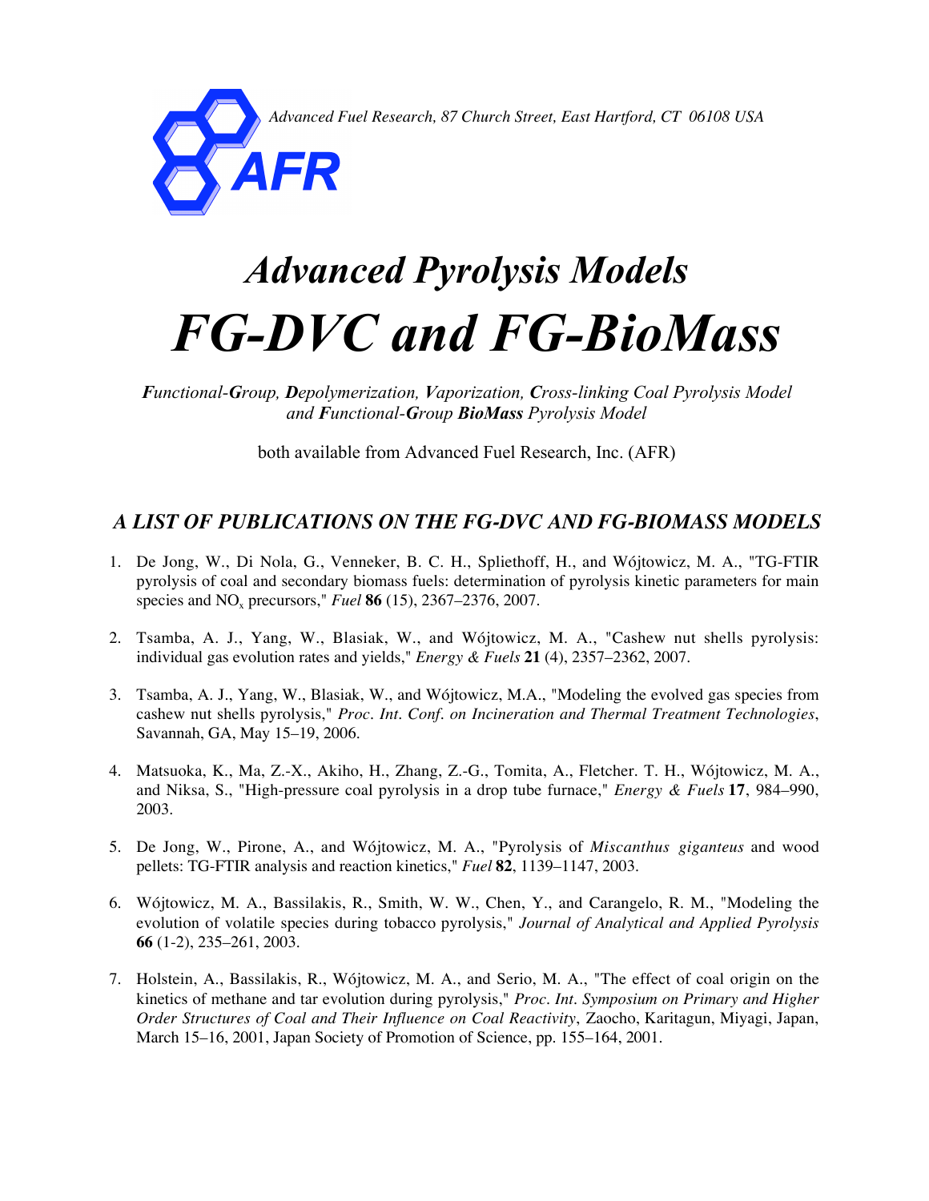*Advanced Fuel Research, 87 Church Street, East Hartford, CT 06108 USA*

AFR

# *Advanced Pyrolysis Models*

# *FG-DVC and FG-BioMass*

***F****unctional-****G****roup,* ***D****epolymerization,* ***V****aporization,* ***C****ross-linking Coal Pyrolysis Model and* ***F****unctional-****G****roup* ***BioMass*** *Pyrolysis Model*

both available from Advanced Fuel Research, Inc. (AFR)

## *A LIST OF PUBLICATIONS ON THE FG-DVC AND FG-BIOMASS MODELS*

1. De Jong, W., Di Nola, G., Venneker, B. C. H., Spliethoff, H., and Wójtowicz, M. A., "TG-FTIR pyrolysis of coal and secondary biomass fuels: determination of pyrolysis kinetic parameters for main species and $NO_x$ precursors," *Fuel* **86** (15), 2367–2376, 2007.

2. Tsamba, A. J., Yang, W., Blasiak, W., and Wójtowicz, M. A., "Cashew nut shells pyrolysis: individual gas evolution rates and yields," *Energy & Fuels* **21** (4), 2357–2362, 2007.

3. Tsamba, A. J., Yang, W., Blasiak, W., and Wójtowicz, M.A., "Modeling the evolved gas species from cashew nut shells pyrolysis," *Proc. Int. Conf. on Incineration and Thermal Treatment Technologies*, Savannah, GA, May 15–19, 2006.

4. Matsuoka, K., Ma, Z.-X., Akiho, H., Zhang, Z.-G., Tomita, A., Fletcher. T. H., Wójtowicz, M. A., and Niksa, S., "High-pressure coal pyrolysis in a drop tube furnace," *Energy & Fuels* **17**, 984–990, 2003.

5. De Jong, W., Pirone, A., and Wójtowicz, M. A., "Pyrolysis of *Miscanthus giganteus* and wood pellets: TG-FTIR analysis and reaction kinetics," *Fuel* **82**, 1139–1147, 2003.

6. Wójtowicz, M. A., Bassilakis, R., Smith, W. W., Chen, Y., and Carangelo, R. M., "Modeling the evolution of volatile species during tobacco pyrolysis," *Journal of Analytical and Applied Pyrolysis* **66** (1-2), 235–261, 2003.

7. Holstein, A., Bassilakis, R., Wójtowicz, M. A., and Serio, M. A., "The effect of coal origin on the kinetics of methane and tar evolution during pyrolysis," *Proc. Int. Symposium on Primary and Higher Order Structures of Coal and Their Influence on Coal Reactivity*, Zaocho, Karitagun, Miyagi, Japan, March 15–16, 2001, Japan Society of Promotion of Science, pp. 155–164, 2001.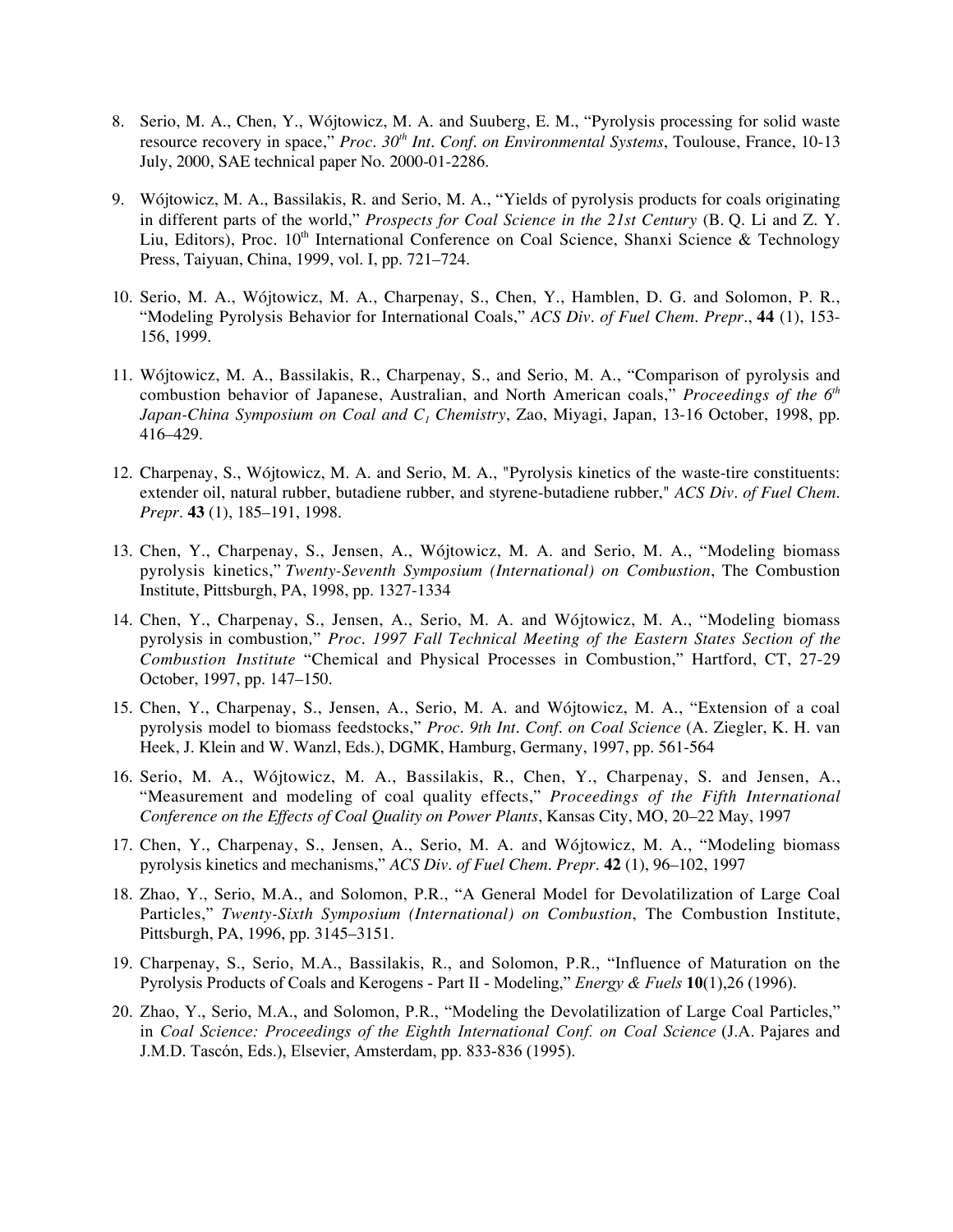8. Serio, M. A., Chen, Y., Wójtowicz, M. A. and Suuberg, E. M., "Pyrolysis processing for solid waste resource recovery in space," *Proc. 30[th] Int. Conf. on Environmental Systems*, Toulouse, France, 10-13 July, 2000, SAE technical paper No. 2000-01-2286.

9. Wójtowicz, M. A., Bassilakis, R. and Serio, M. A., "Yields of pyrolysis products for coals originating in different parts of the world," *Prospects for Coal Science in the 21st Century* (B. Q. Li and Z. Y. Liu, Editors), Proc. 10[th] International Conference on Coal Science, Shanxi Science & Technology Press, Taiyuan, China, 1999, vol. I, pp. 721–724.

10. Serio, M. A., Wójtowicz, M. A., Charpenay, S., Chen, Y., Hamblen, D. G. and Solomon, P. R., "Modeling Pyrolysis Behavior for International Coals," *ACS Div. of Fuel Chem. Prepr.*, **44** (1), 153-156, 1999.

11. Wójtowicz, M. A., Bassilakis, R., Charpenay, S., and Serio, M. A., "Comparison of pyrolysis and combustion behavior of Japanese, Australian, and North American coals," *Proceedings of the 6[th] Japan-China Symposium on Coal and $C_1$ Chemistry*, Zao, Miyagi, Japan, 13-16 October, 1998, pp. 416–429.

12. Charpenay, S., Wójtowicz, M. A. and Serio, M. A., "Pyrolysis kinetics of the waste-tire constituents: extender oil, natural rubber, butadiene rubber, and styrene-butadiene rubber," *ACS Div. of Fuel Chem. Prepr.* **43** (1), 185–191, 1998.

13. Chen, Y., Charpenay, S., Jensen, A., Wójtowicz, M. A. and Serio, M. A., "Modeling biomass pyrolysis kinetics," *Twenty-Seventh Symposium (International) on Combustion*, The Combustion Institute, Pittsburgh, PA, 1998, pp. 1327-1334

14. Chen, Y., Charpenay, S., Jensen, A., Serio, M. A. and Wójtowicz, M. A., "Modeling biomass pyrolysis in combustion," *Proc. 1997 Fall Technical Meeting of the Eastern States Section of the Combustion Institute* "Chemical and Physical Processes in Combustion," Hartford, CT, 27-29 October, 1997, pp. 147–150.

15. Chen, Y., Charpenay, S., Jensen, A., Serio, M. A. and Wójtowicz, M. A., "Extension of a coal pyrolysis model to biomass feedstocks," *Proc. 9th Int. Conf. on Coal Science* (A. Ziegler, K. H. van Heek, J. Klein and W. Wanzl, Eds.), DGMK, Hamburg, Germany, 1997, pp. 561-564

16. Serio, M. A., Wójtowicz, M. A., Bassilakis, R., Chen, Y., Charpenay, S. and Jensen, A., "Measurement and modeling of coal quality effects," *Proceedings of the Fifth International Conference on the Effects of Coal Quality on Power Plants*, Kansas City, MO, 20–22 May, 1997

17. Chen, Y., Charpenay, S., Jensen, A., Serio, M. A. and Wójtowicz, M. A., "Modeling biomass pyrolysis kinetics and mechanisms," *ACS Div. of Fuel Chem. Prepr.* **42** (1), 96–102, 1997

18. Zhao, Y., Serio, M.A., and Solomon, P.R., "A General Model for Devolatilization of Large Coal Particles," *Twenty-Sixth Symposium (International) on Combustion*, The Combustion Institute, Pittsburgh, PA, 1996, pp. 3145–3151.

19. Charpenay, S., Serio, M.A., Bassilakis, R., and Solomon, P.R., "Influence of Maturation on the Pyrolysis Products of Coals and Kerogens - Part II - Modeling," *Energy & Fuels* **10**(1),26 (1996).

20. Zhao, Y., Serio, M.A., and Solomon, P.R., "Modeling the Devolatilization of Large Coal Particles," in *Coal Science: Proceedings of the Eighth International Conf. on Coal Science* (J.A. Pajares and J.M.D. Tascón, Eds.), Elsevier, Amsterdam, pp. 833-836 (1995).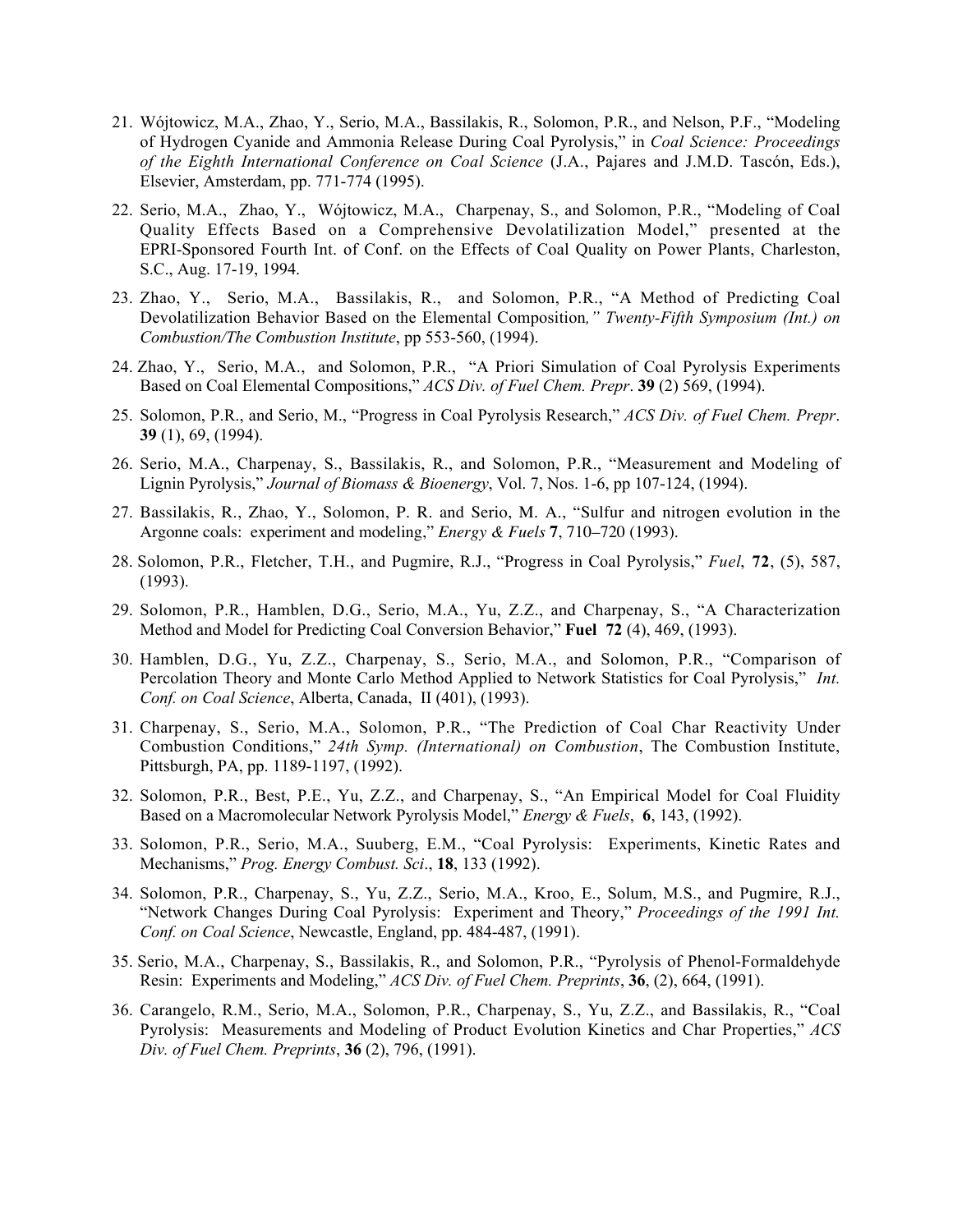21. Wójtowicz, M.A., Zhao, Y., Serio, M.A., Bassilakis, R., Solomon, P.R., and Nelson, P.F., "Modeling of Hydrogen Cyanide and Ammonia Release During Coal Pyrolysis," in *Coal Science: Proceedings of the Eighth International Conference on Coal Science* (J.A., Pajares and J.M.D. Tascón, Eds.), Elsevier, Amsterdam, pp. 771-774 (1995).

22. Serio, M.A., Zhao, Y., Wójtowicz, M.A., Charpenay, S., and Solomon, P.R., "Modeling of Coal Quality Effects Based on a Comprehensive Devolatilization Model," presented at the EPRI-Sponsored Fourth Int. of Conf. on the Effects of Coal Quality on Power Plants, Charleston, S.C., Aug. 17-19, 1994.

23. Zhao, Y., Serio, M.A., Bassilakis, R., and Solomon, P.R., "A Method of Predicting Coal Devolatilization Behavior Based on the Elemental Composition*," Twenty-Fifth Symposium (Int.) on Combustion/The Combustion Institute*, pp 553-560, (1994).

24. Zhao, Y., Serio, M.A., and Solomon, P.R., "A Priori Simulation of Coal Pyrolysis Experiments Based on Coal Elemental Compositions," *ACS Div. of Fuel Chem. Prepr*. **39** (2) 569, (1994).

25. Solomon, P.R., and Serio, M., "Progress in Coal Pyrolysis Research," *ACS Div. of Fuel Chem. Prepr*. **39** (1), 69, (1994).

26. Serio, M.A., Charpenay, S., Bassilakis, R., and Solomon, P.R., "Measurement and Modeling of Lignin Pyrolysis," *Journal of Biomass & Bioenergy*, Vol. 7, Nos. 1-6, pp 107-124, (1994).

27. Bassilakis, R., Zhao, Y., Solomon, P. R. and Serio, M. A., "Sulfur and nitrogen evolution in the Argonne coals: experiment and modeling," *Energy & Fuels* **7**, 710–720 (1993).

28. Solomon, P.R., Fletcher, T.H., and Pugmire, R.J., "Progress in Coal Pyrolysis," *Fuel*, **72**, (5), 587, (1993).

29. Solomon, P.R., Hamblen, D.G., Serio, M.A., Yu, Z.Z., and Charpenay, S., "A Characterization Method and Model for Predicting Coal Conversion Behavior," **Fuel 72** (4), 469, (1993).

30. Hamblen, D.G., Yu, Z.Z., Charpenay, S., Serio, M.A., and Solomon, P.R., "Comparison of Percolation Theory and Monte Carlo Method Applied to Network Statistics for Coal Pyrolysis," *Int. Conf. on Coal Science*, Alberta, Canada, II (401), (1993).

31. Charpenay, S., Serio, M.A., Solomon, P.R., "The Prediction of Coal Char Reactivity Under Combustion Conditions," *24th Symp. (International) on Combustion*, The Combustion Institute, Pittsburgh, PA, pp. 1189-1197, (1992).

32. Solomon, P.R., Best, P.E., Yu, Z.Z., and Charpenay, S., "An Empirical Model for Coal Fluidity Based on a Macromolecular Network Pyrolysis Model," *Energy & Fuels*, **6**, 143, (1992).

33. Solomon, P.R., Serio, M.A., Suuberg, E.M., "Coal Pyrolysis: Experiments, Kinetic Rates and Mechanisms," *Prog. Energy Combust. Sci*., **18**, 133 (1992).

34. Solomon, P.R., Charpenay, S., Yu, Z.Z., Serio, M.A., Kroo, E., Solum, M.S., and Pugmire, R.J., "Network Changes During Coal Pyrolysis: Experiment and Theory," *Proceedings of the 1991 Int. Conf. on Coal Science*, Newcastle, England, pp. 484-487, (1991).

35. Serio, M.A., Charpenay, S., Bassilakis, R., and Solomon, P.R., "Pyrolysis of Phenol-Formaldehyde Resin: Experiments and Modeling," *ACS Div. of Fuel Chem. Preprints*, **36**, (2), 664, (1991).

36. Carangelo, R.M., Serio, M.A., Solomon, P.R., Charpenay, S., Yu, Z.Z., and Bassilakis, R., "Coal Pyrolysis: Measurements and Modeling of Product Evolution Kinetics and Char Properties," *ACS Div. of Fuel Chem. Preprints*, **36** (2), 796, (1991).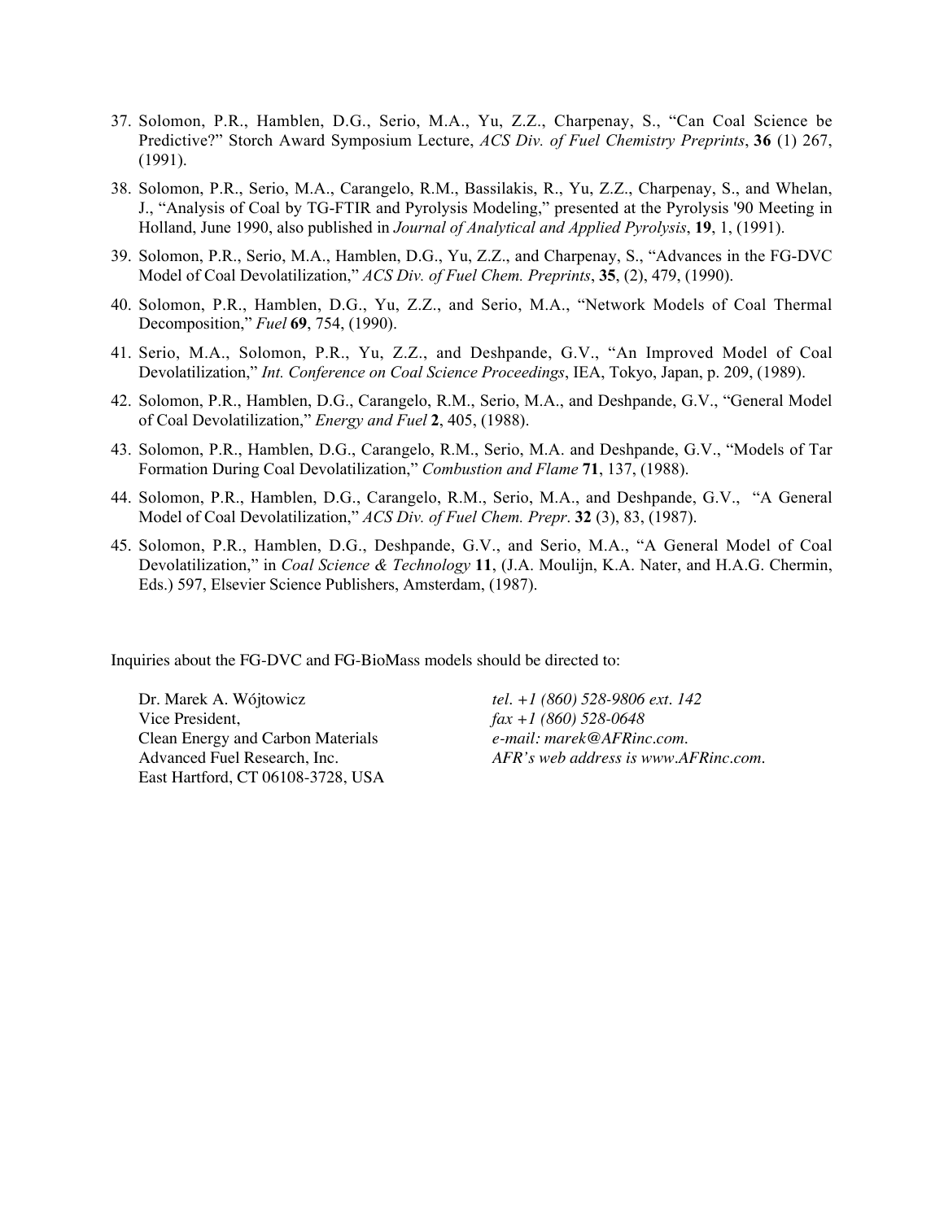37. Solomon, P.R., Hamblen, D.G., Serio, M.A., Yu, Z.Z., Charpenay, S., "Can Coal Science be Predictive?" Storch Award Symposium Lecture, *ACS Div. of Fuel Chemistry Preprints*, **36** (1) 267, (1991).

38. Solomon, P.R., Serio, M.A., Carangelo, R.M., Bassilakis, R., Yu, Z.Z., Charpenay, S., and Whelan, J., "Analysis of Coal by TG-FTIR and Pyrolysis Modeling," presented at the Pyrolysis '90 Meeting in Holland, June 1990, also published in *Journal of Analytical and Applied Pyrolysis*, **19**, 1, (1991).

39. Solomon, P.R., Serio, M.A., Hamblen, D.G., Yu, Z.Z., and Charpenay, S., "Advances in the FG-DVC Model of Coal Devolatilization," *ACS Div. of Fuel Chem. Preprints*, **35**, (2), 479, (1990).

40. Solomon, P.R., Hamblen, D.G., Yu, Z.Z., and Serio, M.A., "Network Models of Coal Thermal Decomposition," *Fuel* **69**, 754, (1990).

41. Serio, M.A., Solomon, P.R., Yu, Z.Z., and Deshpande, G.V., "An Improved Model of Coal Devolatilization," *Int. Conference on Coal Science Proceedings*, IEA, Tokyo, Japan, p. 209, (1989).

42. Solomon, P.R., Hamblen, D.G., Carangelo, R.M., Serio, M.A., and Deshpande, G.V., "General Model of Coal Devolatilization," *Energy and Fuel* **2**, 405, (1988).

43. Solomon, P.R., Hamblen, D.G., Carangelo, R.M., Serio, M.A. and Deshpande, G.V., "Models of Tar Formation During Coal Devolatilization," *Combustion and Flame* **71**, 137, (1988).

44. Solomon, P.R., Hamblen, D.G., Carangelo, R.M., Serio, M.A., and Deshpande, G.V., "A General Model of Coal Devolatilization," *ACS Div. of Fuel Chem. Prepr*. **32** (3), 83, (1987).

45. Solomon, P.R., Hamblen, D.G., Deshpande, G.V., and Serio, M.A., "A General Model of Coal Devolatilization," in *Coal Science & Technology* **11**, (J.A. Moulijn, K.A. Nater, and H.A.G. Chermin, Eds.) 597, Elsevier Science Publishers, Amsterdam, (1987).

Inquiries about the FG-DVC and FG-BioMass models should be directed to:

Dr. Marek A. Wójtowicz
Vice President,
Clean Energy and Carbon Materials
Advanced Fuel Research, Inc.
East Hartford, CT 06108-3728, USA

*tel. +1 (860) 528-9806 ext. 142*
*fax +1 (860) 528-0648*
*e-mail: marek@AFRinc.com.*
*AFR's web address is www.AFRinc.com.*